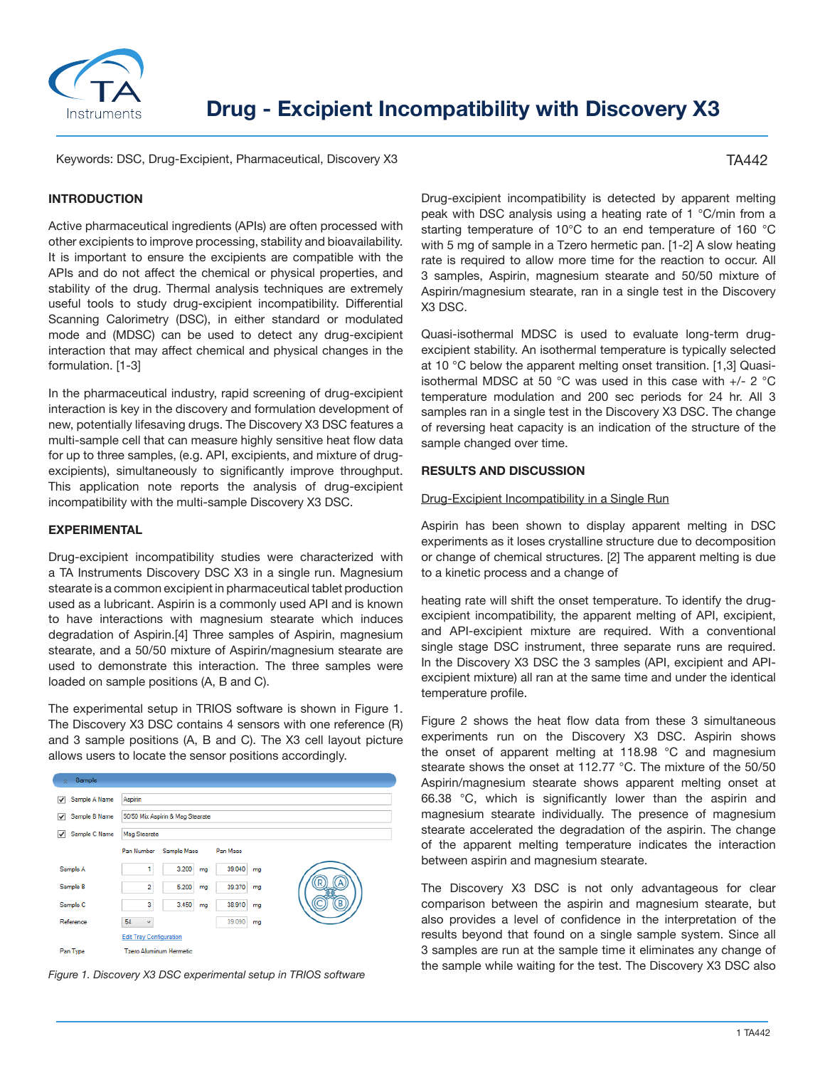# Drug - Excipient Incompatibility with Discovery X3

Keywords: DSC, Drug-Excipient, Pharmaceutical, Discovery X3

TA442

## INTRODUCTION

Active pharmaceutical ingredients (APIs) are often processed with other excipients to improve processing, stability and bioavailability. It is important to ensure the excipients are compatible with the APIs and do not affect the chemical or physical properties, and stability of the drug. Thermal analysis techniques are extremely useful tools to study drug-excipient incompatibility. Differential Scanning Calorimetry (DSC), in either standard or modulated mode and (MDSC) can be used to detect any drug-excipient interaction that may affect chemical and physical changes in the formulation. [1-3]

In the pharmaceutical industry, rapid screening of drug-excipient interaction is key in the discovery and formulation development of new, potentially lifesaving drugs. The Discovery X3 DSC features a multi-sample cell that can measure highly sensitive heat flow data for up to three samples, (e.g. API, excipients, and mixture of drug-excipients), simultaneously to significantly improve throughput. This application note reports the analysis of drug-excipient incompatibility with the multi-sample Discovery X3 DSC.

## EXPERIMENTAL

Drug-excipient incompatibility studies were characterized with a TA Instruments Discovery DSC X3 in a single run. Magnesium stearate is a common excipient in pharmaceutical tablet production used as a lubricant. Aspirin is a commonly used API and is known to have interactions with magnesium stearate which induces degradation of Aspirin.[4] Three samples of Aspirin, magnesium stearate, and a 50/50 mixture of Aspirin/magnesium stearate are used to demonstrate this interaction. The three samples were loaded on sample positions (A, B and C).

The experimental setup in TRIOS software is shown in Figure 1. The Discovery X3 DSC contains 4 sensors with one reference (R) and 3 sample positions (A, B and C). The X3 cell layout picture allows users to locate the sensor positions accordingly.

Sample

| | |
|---|---|
| ☑ Sample A Name | Aspirin |
| ☑ Sample B Name | 50/50 Mix Aspirin & Mag Stearate |
| ☑ Sample C Name | Mag Stearate |

| | Pan Number | Sample Mass | Pan Mass |
|---|---|---|---|
| Sample A | 1 | 3.200 mg | 39.040 mg |
| Sample B | 2 | 5.200 mg | 39.370 mg |
| Sample C | 3 | 3.450 mg | 38.910 mg |
| Reference | 54 | | 39.090 mg |

Edit Tray Configuration

Pan Type: Tzero Aluminum Hermetic

*Figure 1. Discovery X3 DSC experimental setup in TRIOS software*

Drug-excipient incompatibility is detected by apparent melting peak with DSC analysis using a heating rate of 1 °C/min from a starting temperature of 10°C to an end temperature of 160 °C with 5 mg of sample in a Tzero hermetic pan. [1-2] A slow heating rate is required to allow more time for the reaction to occur. All 3 samples, Aspirin, magnesium stearate and 50/50 mixture of Aspirin/magnesium stearate, ran in a single test in the Discovery X3 DSC.

Quasi-isothermal MDSC is used to evaluate long-term drug-excipient stability. An isothermal temperature is typically selected at 10 °C below the apparent melting onset transition. [1,3] Quasi-isothermal MDSC at 50 °C was used in this case with +/- 2 °C temperature modulation and 200 sec periods for 24 hr. All 3 samples ran in a single test in the Discovery X3 DSC. The change of reversing heat capacity is an indication of the structure of the sample changed over time.

## RESULTS AND DISCUSSION

<u>Drug-Excipient Incompatibility in a Single Run</u>

Aspirin has been shown to display apparent melting in DSC experiments as it loses crystalline structure due to decomposition or change of chemical structures. [2] The apparent melting is due to a kinetic process and a change of heating rate will shift the onset temperature. To identify the drug-excipient incompatibility, the apparent melting of API, excipient, and API-excipient mixture are required. With a conventional single stage DSC instrument, three separate runs are required. In the Discovery X3 DSC the 3 samples (API, excipient and API-excipient mixture) all ran at the same time and under the identical temperature profile.

Figure 2 shows the heat flow data from these 3 simultaneous experiments run on the Discovery X3 DSC. Aspirin shows the onset of apparent melting at 118.98 °C and magnesium stearate shows the onset at 112.77 °C. The mixture of the 50/50 Aspirin/magnesium stearate shows apparent melting onset at 66.38 °C, which is significantly lower than the aspirin and magnesium stearate individually. The presence of magnesium stearate accelerated the degradation of the aspirin. The change of the apparent melting temperature indicates the interaction between aspirin and magnesium stearate.

The Discovery X3 DSC is not only advantageous for clear comparison between the aspirin and magnesium stearate, but also provides a level of confidence in the interpretation of the results beyond that found on a single sample system. Since all 3 samples are run at the sample time it eliminates any change of the sample while waiting for the test. The Discovery X3 DSC also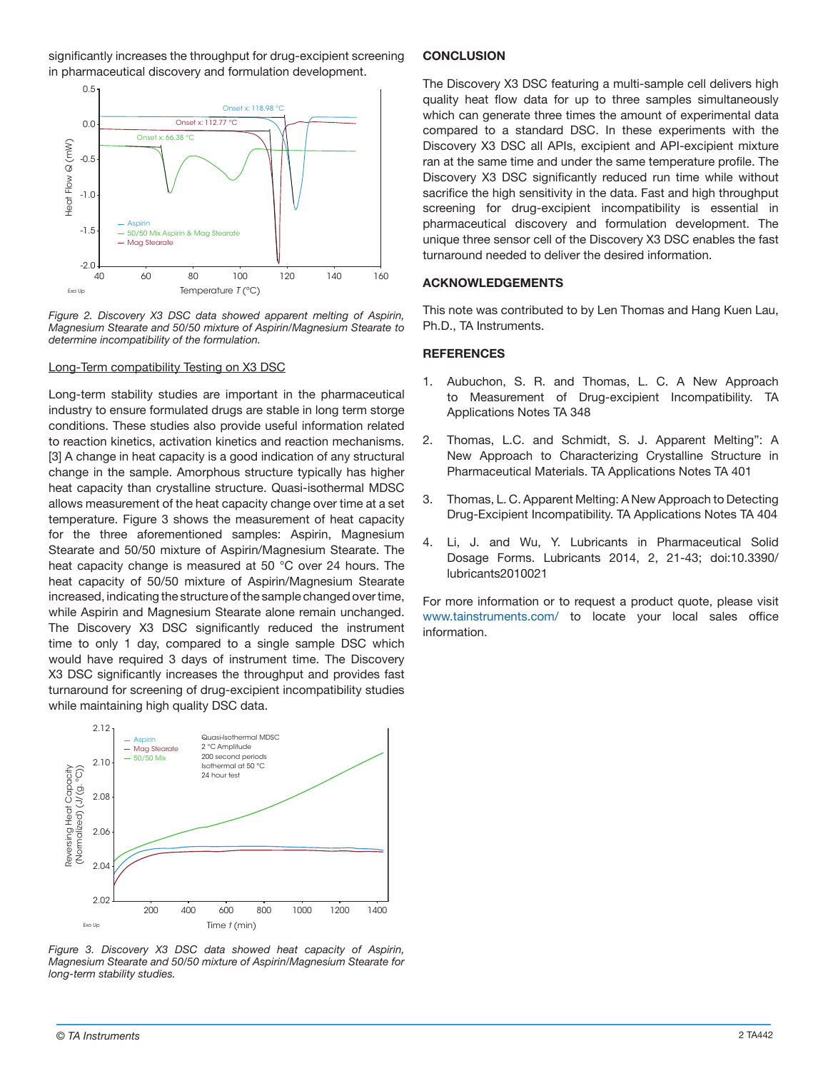significantly increases the throughput for drug-excipient screening in pharmaceutical discovery and formulation development.

0.5
0.0
-0.5
-1.0
-1.5
-2.0
Heat Flow Q (mW)
40
60
80
100
120
140
160
Temperature T (°C)
Exo Up
Onset x: 118.98 °C
Onset x: 112.77 °C
Onset x: 66.38 °C
— Aspirin
— 50/50 Mix Aspirin & Mag Stearate
— Mag Stearate

*Figure 2. Discovery X3 DSC data showed apparent melting of Aspirin, Magnesium Stearate and 50/50 mixture of Aspirin/Magnesium Stearate to determine incompatibility of the formulation.*

Long-Term compatibility Testing on X3 DSC

Long-term stability studies are important in the pharmaceutical industry to ensure formulated drugs are stable in long term storge conditions. These studies also provide useful information related to reaction kinetics, activation kinetics and reaction mechanisms. [3] A change in heat capacity is a good indication of any structural change in the sample. Amorphous structure typically has higher heat capacity than crystalline structure. Quasi-isothermal MDSC allows measurement of the heat capacity change over time at a set temperature. Figure 3 shows the measurement of heat capacity for the three aforementioned samples: Aspirin, Magnesium Stearate and 50/50 mixture of Aspirin/Magnesium Stearate. The heat capacity change is measured at 50 °C over 24 hours. The heat capacity of 50/50 mixture of Aspirin/Magnesium Stearate increased, indicating the structure of the sample changed over time, while Aspirin and Magnesium Stearate alone remain unchanged. The Discovery X3 DSC significantly reduced the instrument time to only 1 day, compared to a single sample DSC which would have required 3 days of instrument time. The Discovery X3 DSC significantly increases the throughput and provides fast turnaround for screening of drug-excipient incompatibility studies while maintaining high quality DSC data.

2.12
2.10
2.08
2.06
2.04
2.02
Reversing Heat Capacity (Normalized) (J/(g·°C))
200
400
600
800
1000
1200
1400
Time t (min)
Exo Up
— Aspirin
— Mag Stearate
— 50/50 Mix
Quasi-Isothermal MDSC
2 °C Amplitude
200 second periods
Isothermal at 50 °C
24 hour test

*Figure 3. Discovery X3 DSC data showed heat capacity of Aspirin, Magnesium Stearate and 50/50 mixture of Aspirin/Magnesium Stearate for long-term stability studies.*

## CONCLUSION

The Discovery X3 DSC featuring a multi-sample cell delivers high quality heat flow data for up to three samples simultaneously which can generate three times the amount of experimental data compared to a standard DSC. In these experiments with the Discovery X3 DSC all APIs, excipient and API-excipient mixture ran at the same time and under the same temperature profile. The Discovery X3 DSC significantly reduced run time while without sacrifice the high sensitivity in the data. Fast and high throughput screening for drug-excipient incompatibility is essential in pharmaceutical discovery and formulation development. The unique three sensor cell of the Discovery X3 DSC enables the fast turnaround needed to deliver the desired information.

## ACKNOWLEDGEMENTS

This note was contributed to by Len Thomas and Hang Kuen Lau, Ph.D., TA Instruments.

## REFERENCES

1. Aubuchon, S. R. and Thomas, L. C. A New Approach to Measurement of Drug-excipient Incompatibility. TA Applications Notes TA 348
2. Thomas, L.C. and Schmidt, S. J. Apparent Melting": A New Approach to Characterizing Crystalline Structure in Pharmaceutical Materials. TA Applications Notes TA 401
3. Thomas, L. C. Apparent Melting: A New Approach to Detecting Drug-Excipient Incompatibility. TA Applications Notes TA 404
4. Li, J. and Wu, Y. Lubricants in Pharmaceutical Solid Dosage Forms. Lubricants 2014, 2, 21-43; doi:10.3390/lubricants2010021

For more information or to request a product quote, please visit www.tainstruments.com/ to locate your local sales office information.